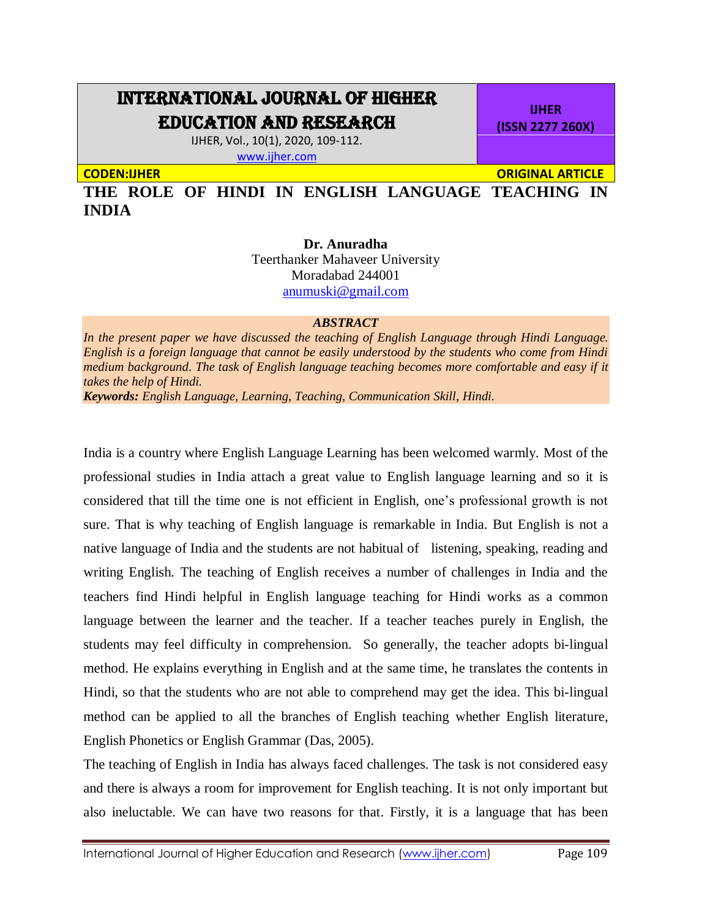# THE ROLE OF HINDI IN ENGLISH LANGUAGE TEACHING IN INDIA

**Dr. Anuradha**
Teerthanker Mahaveer University
Moradabad 244001
anumuski@gmail.com

***ABSTRACT***

*In the present paper we have discussed the teaching of English Language through Hindi Language. English is a foreign language that cannot be easily understood by the students who come from Hindi medium background. The task of English language teaching becomes more comfortable and easy if it takes the help of Hindi.*

***Keywords:*** *English Language, Learning, Teaching, Communication Skill, Hindi.*

India is a country where English Language Learning has been welcomed warmly. Most of the professional studies in India attach a great value to English language learning and so it is considered that till the time one is not efficient in English, one's professional growth is not sure. That is why teaching of English language is remarkable in India. But English is not a native language of India and the students are not habitual of listening, speaking, reading and writing English. The teaching of English receives a number of challenges in India and the teachers find Hindi helpful in English language teaching for Hindi works as a common language between the learner and the teacher. If a teacher teaches purely in English, the students may feel difficulty in comprehension. So generally, the teacher adopts bi-lingual method. He explains everything in English and at the same time, he translates the contents in Hindi, so that the students who are not able to comprehend may get the idea. This bi-lingual method can be applied to all the branches of English teaching whether English literature, English Phonetics or English Grammar (Das, 2005).

The teaching of English in India has always faced challenges. The task is not considered easy and there is always a room for improvement for English teaching. It is not only important but also ineluctable. We can have two reasons for that. Firstly, it is a language that has been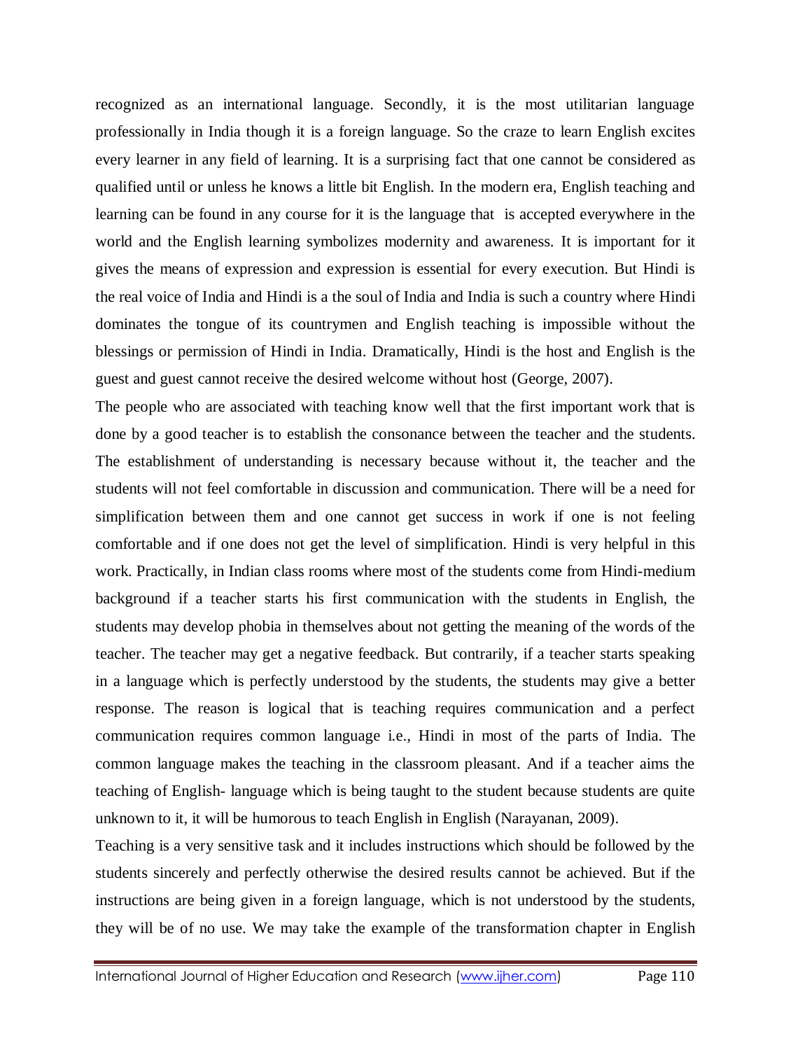recognized as an international language. Secondly, it is the most utilitarian language professionally in India though it is a foreign language. So the craze to learn English excites every learner in any field of learning. It is a surprising fact that one cannot be considered as qualified until or unless he knows a little bit English. In the modern era, English teaching and learning can be found in any course for it is the language that is accepted everywhere in the world and the English learning symbolizes modernity and awareness. It is important for it gives the means of expression and expression is essential for every execution. But Hindi is the real voice of India and Hindi is a the soul of India and India is such a country where Hindi dominates the tongue of its countrymen and English teaching is impossible without the blessings or permission of Hindi in India. Dramatically, Hindi is the host and English is the guest and guest cannot receive the desired welcome without host (George, 2007).

The people who are associated with teaching know well that the first important work that is done by a good teacher is to establish the consonance between the teacher and the students. The establishment of understanding is necessary because without it, the teacher and the students will not feel comfortable in discussion and communication. There will be a need for simplification between them and one cannot get success in work if one is not feeling comfortable and if one does not get the level of simplification. Hindi is very helpful in this work. Practically, in Indian class rooms where most of the students come from Hindi-medium background if a teacher starts his first communication with the students in English, the students may develop phobia in themselves about not getting the meaning of the words of the teacher. The teacher may get a negative feedback. But contrarily, if a teacher starts speaking in a language which is perfectly understood by the students, the students may give a better response. The reason is logical that is teaching requires communication and a perfect communication requires common language i.e., Hindi in most of the parts of India. The common language makes the teaching in the classroom pleasant. And if a teacher aims the teaching of English- language which is being taught to the student because students are quite unknown to it, it will be humorous to teach English in English (Narayanan, 2009).

Teaching is a very sensitive task and it includes instructions which should be followed by the students sincerely and perfectly otherwise the desired results cannot be achieved. But if the instructions are being given in a foreign language, which is not understood by the students, they will be of no use. We may take the example of the transformation chapter in English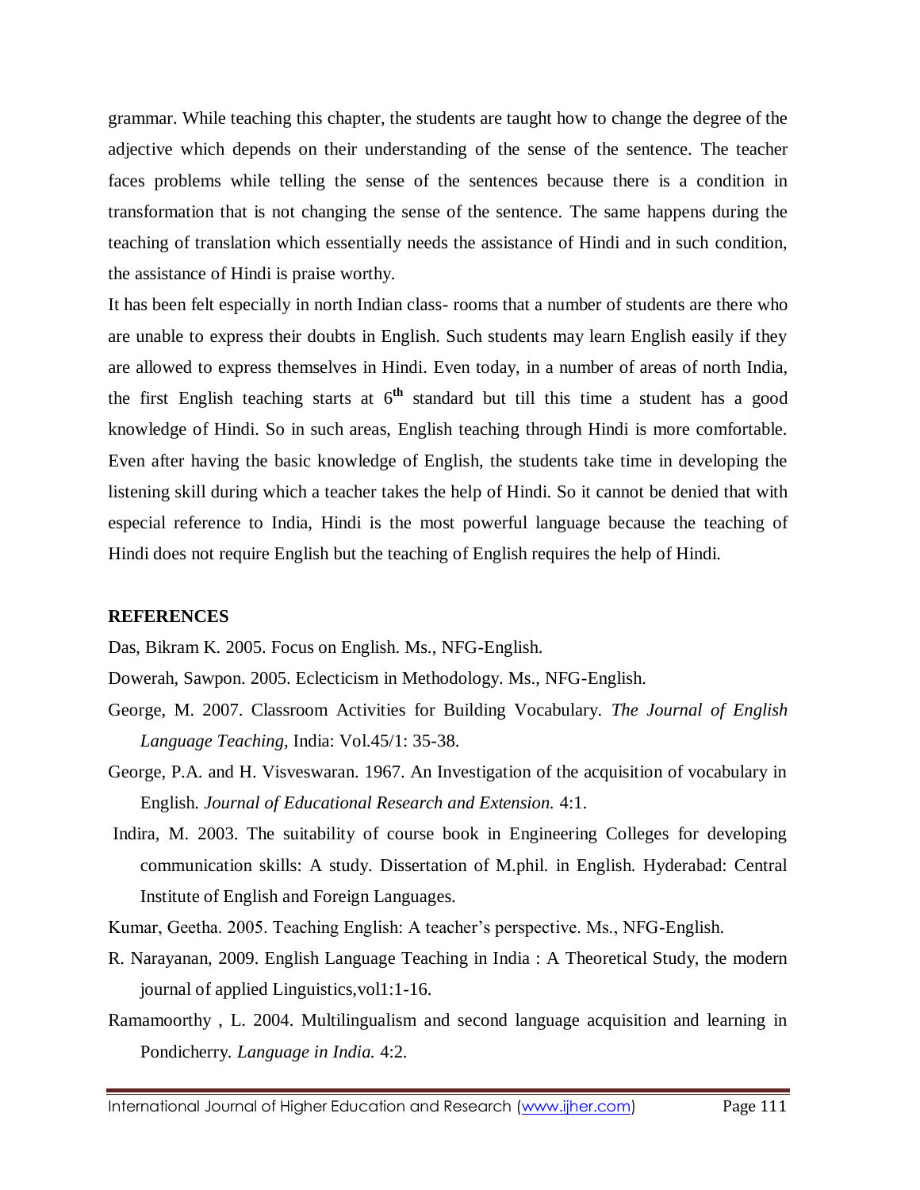grammar. While teaching this chapter, the students are taught how to change the degree of the adjective which depends on their understanding of the sense of the sentence. The teacher faces problems while telling the sense of the sentences because there is a condition in transformation that is not changing the sense of the sentence. The same happens during the teaching of translation which essentially needs the assistance of Hindi and in such condition, the assistance of Hindi is praise worthy.

It has been felt especially in north Indian class- rooms that a number of students are there who are unable to express their doubts in English. Such students may learn English easily if they are allowed to express themselves in Hindi. Even today, in a number of areas of north India, the first English teaching starts at $6^{th}$ standard but till this time a student has a good knowledge of Hindi. So in such areas, English teaching through Hindi is more comfortable. Even after having the basic knowledge of English, the students take time in developing the listening skill during which a teacher takes the help of Hindi. So it cannot be denied that with especial reference to India, Hindi is the most powerful language because the teaching of Hindi does not require English but the teaching of English requires the help of Hindi.

## REFERENCES

Das, Bikram K. 2005. Focus on English. Ms., NFG-English.

Dowerah, Sawpon. 2005. Eclecticism in Methodology. Ms., NFG-English.

George, M. 2007. Classroom Activities for Building Vocabulary. *The Journal of English Language Teaching*, India: Vol.45/1: 35-38.

George, P.A. and H. Visveswaran. 1967. An Investigation of the acquisition of vocabulary in English. *Journal of Educational Research and Extension.* 4:1.

Indira, M. 2003. The suitability of course book in Engineering Colleges for developing communication skills: A study. Dissertation of M.phil. in English. Hyderabad: Central Institute of English and Foreign Languages.

Kumar, Geetha. 2005. Teaching English: A teacher's perspective. Ms., NFG-English.

R. Narayanan, 2009. English Language Teaching in India : A Theoretical Study, the modern journal of applied Linguistics,vol1:1-16.

Ramamoorthy , L. 2004. Multilingualism and second language acquisition and learning in Pondicherry. *Language in India.* 4:2.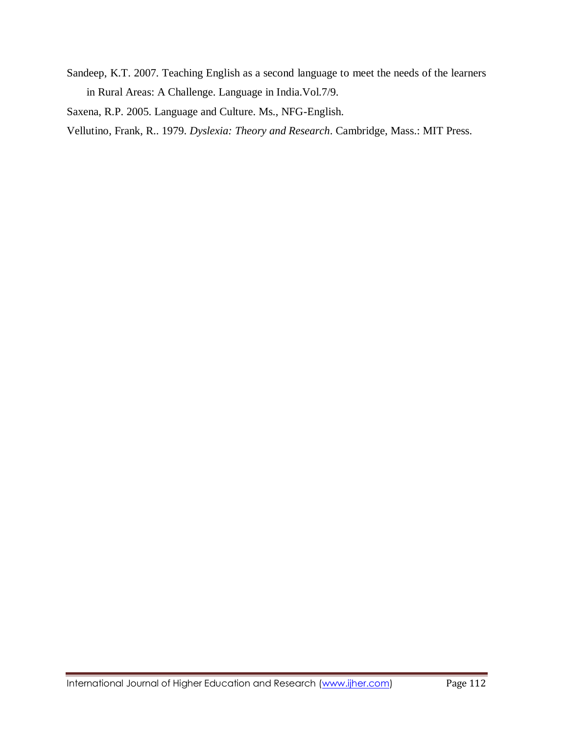Sandeep, K.T. 2007. Teaching English as a second language to meet the needs of the learners in Rural Areas: A Challenge. Language in India.Vol.7/9.

Saxena, R.P. 2005. Language and Culture. Ms., NFG-English.

Vellutino, Frank, R.. 1979. *Dyslexia: Theory and Research*. Cambridge, Mass.: MIT Press.